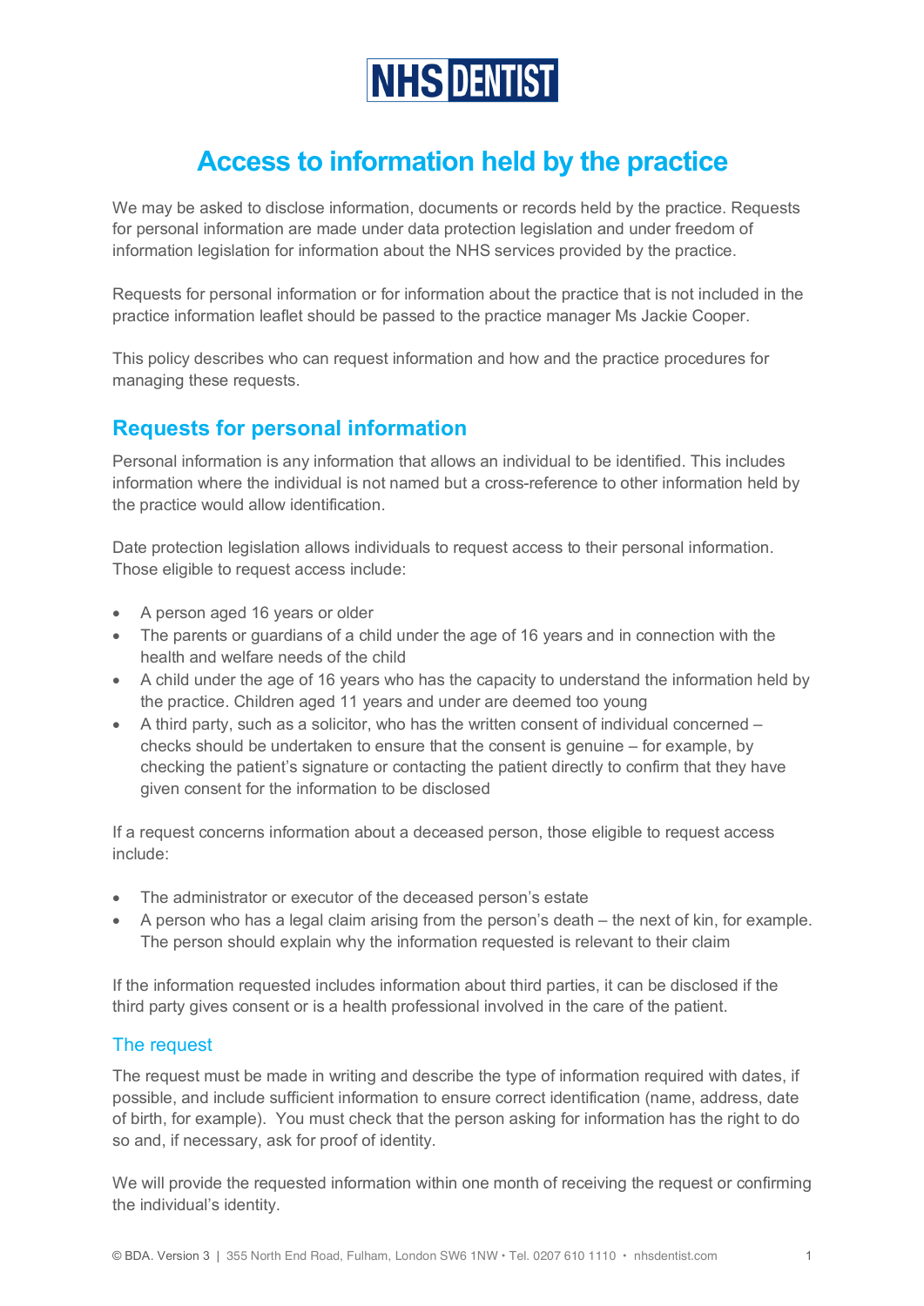**NHS DENTIST**

# Access to information held by the practice

We may be asked to disclose information, documents or records held by the practice. Requests for personal information are made under data protection legislation and under freedom of information legislation for information about the NHS services provided by the practice.

Requests for personal information or for information about the practice that is not included in the practice information leaflet should be passed to the practice manager Ms Jackie Cooper.

This policy describes who can request information and how and the practice procedures for managing these requests.

## Requests for personal information

Personal information is any information that allows an individual to be identified. This includes information where the individual is not named but a cross-reference to other information held by the practice would allow identification.

Date protection legislation allows individuals to request access to their personal information. Those eligible to request access include:

- A person aged 16 years or older
- The parents or guardians of a child under the age of 16 years and in connection with the health and welfare needs of the child
- A child under the age of 16 years who has the capacity to understand the information held by the practice. Children aged 11 years and under are deemed too young
- A third party, such as a solicitor, who has the written consent of individual concerned – checks should be undertaken to ensure that the consent is genuine – for example, by checking the patient's signature or contacting the patient directly to confirm that they have given consent for the information to be disclosed

If a request concerns information about a deceased person, those eligible to request access include:

- The administrator or executor of the deceased person's estate
- A person who has a legal claim arising from the person's death – the next of kin, for example. The person should explain why the information requested is relevant to their claim

If the information requested includes information about third parties, it can be disclosed if the third party gives consent or is a health professional involved in the care of the patient.

### The request

The request must be made in writing and describe the type of information required with dates, if possible, and include sufficient information to ensure correct identification (name, address, date of birth, for example). You must check that the person asking for information has the right to do so and, if necessary, ask for proof of identity.

We will provide the requested information within one month of receiving the request or confirming the individual's identity.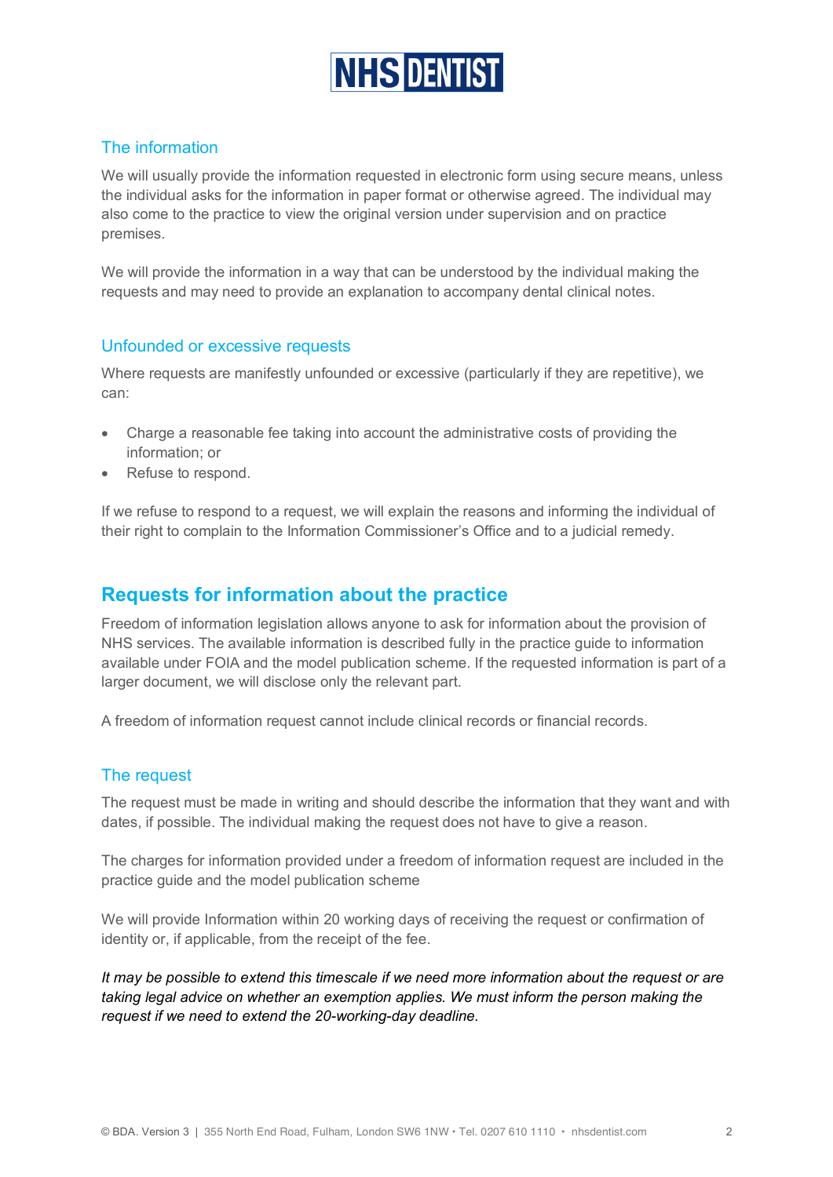### The information

We will usually provide the information requested in electronic form using secure means, unless the individual asks for the information in paper format or otherwise agreed. The individual may also come to the practice to view the original version under supervision and on practice premises.

We will provide the information in a way that can be understood by the individual making the requests and may need to provide an explanation to accompany dental clinical notes.

### Unfounded or excessive requests

Where requests are manifestly unfounded or excessive (particularly if they are repetitive), we can:

- Charge a reasonable fee taking into account the administrative costs of providing the information; or
- Refuse to respond.

If we refuse to respond to a request, we will explain the reasons and informing the individual of their right to complain to the Information Commissioner's Office and to a judicial remedy.

## Requests for information about the practice

Freedom of information legislation allows anyone to ask for information about the provision of NHS services. The available information is described fully in the practice guide to information available under FOIA and the model publication scheme. If the requested information is part of a larger document, we will disclose only the relevant part.

A freedom of information request cannot include clinical records or financial records.

### The request

The request must be made in writing and should describe the information that they want and with dates, if possible. The individual making the request does not have to give a reason.

The charges for information provided under a freedom of information request are included in the practice guide and the model publication scheme

We will provide Information within 20 working days of receiving the request or confirmation of identity or, if applicable, from the receipt of the fee.

*It may be possible to extend this timescale if we need more information about the request or are taking legal advice on whether an exemption applies. We must inform the person making the request if we need to extend the 20-working-day deadline.*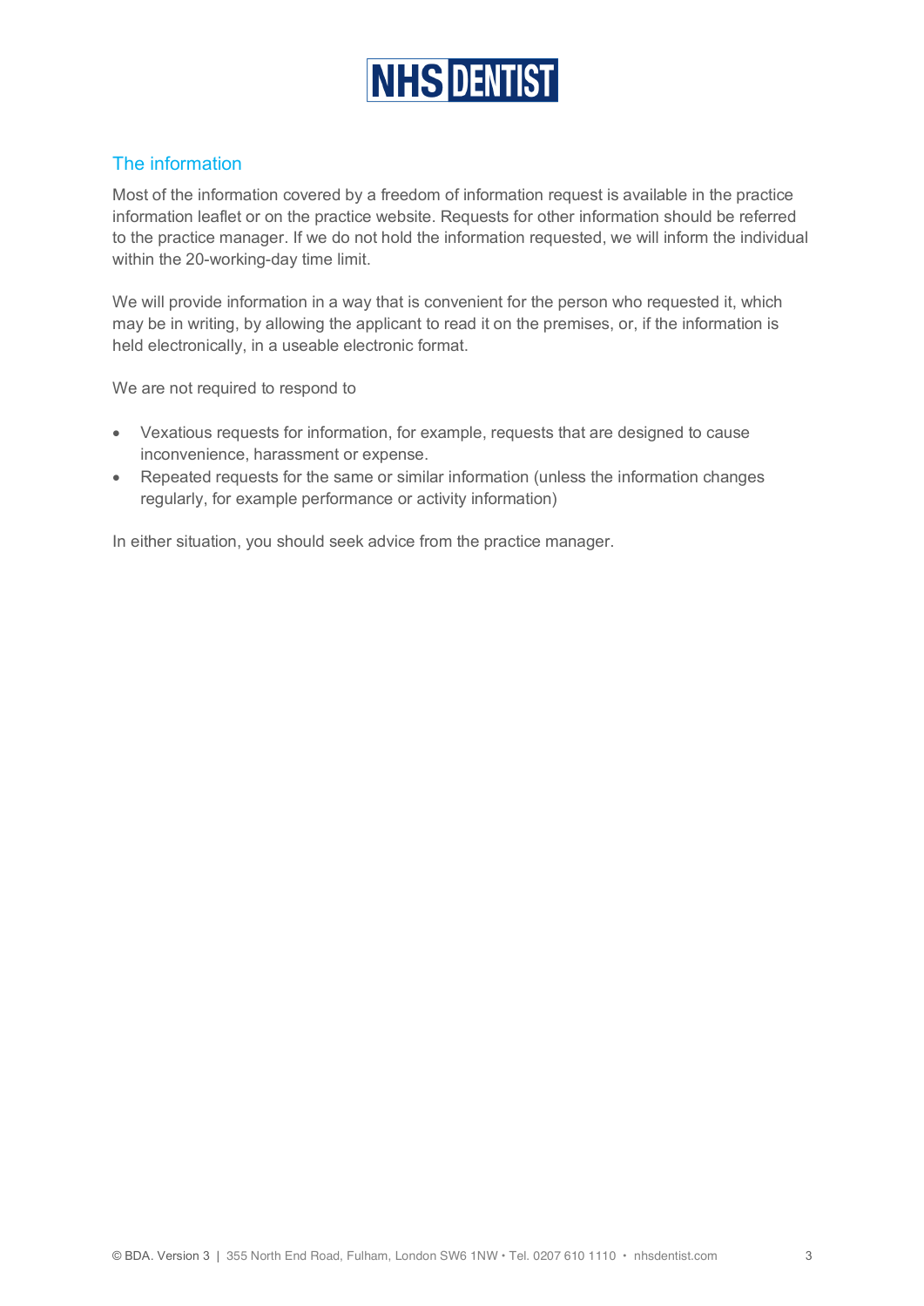## The information

Most of the information covered by a freedom of information request is available in the practice information leaflet or on the practice website. Requests for other information should be referred to the practice manager. If we do not hold the information requested, we will inform the individual within the 20-working-day time limit.

We will provide information in a way that is convenient for the person who requested it, which may be in writing, by allowing the applicant to read it on the premises, or, if the information is held electronically, in a useable electronic format.

We are not required to respond to

- Vexatious requests for information, for example, requests that are designed to cause inconvenience, harassment or expense.
- Repeated requests for the same or similar information (unless the information changes regularly, for example performance or activity information)

In either situation, you should seek advice from the practice manager.